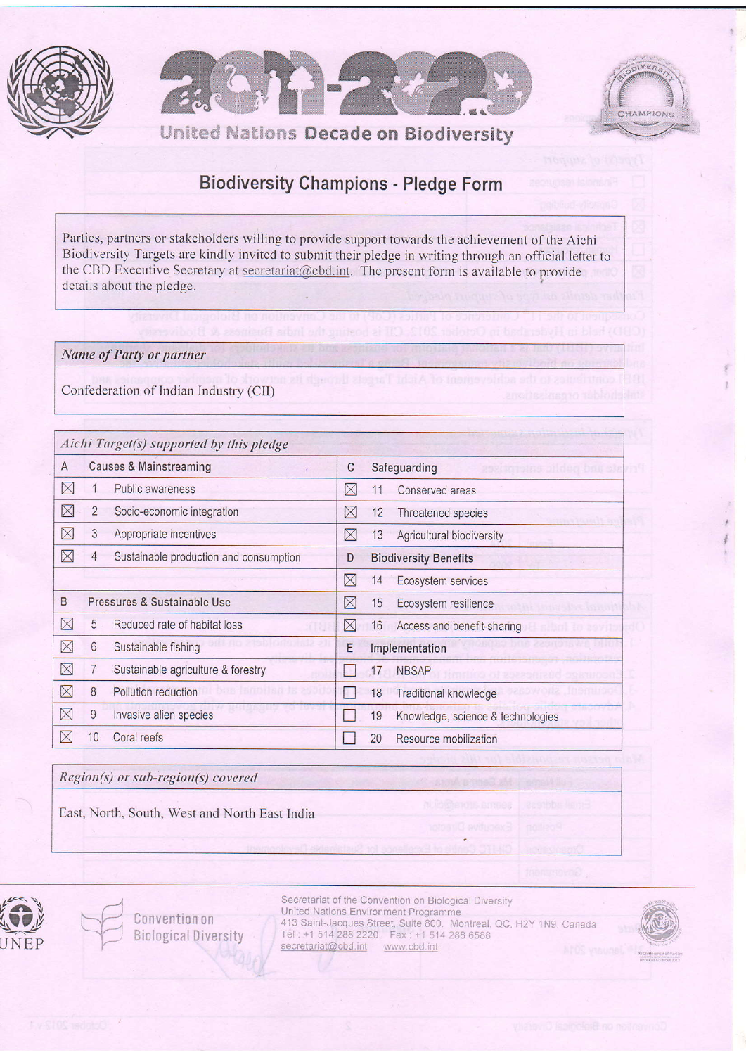# 2011-2020 United Nations Decade on Biodiversity

## Biodiversity Champions - Pledge Form

Parties, partners or stakeholders willing to provide support towards the achievement of the Aichi Biodiversity Targets are kindly invited to submit their pledge in writing through an official letter to the CBD Executive Secretary at secretariat@cbd.int. The present form is available to provide details about the pledge.

| *Name of Party or partner* |
|---|
| Confederation of Indian Industry (CII) |

| *Aichi Target(s) supported by this pledge* | | | | | |
|---|---|---|---|---|---|
| **A** | **Causes & Mainstreaming** | | **C** | **Safeguarding** | |
| ☒ | 1 | Public awareness | ☒ | 11 | Conserved areas |
| ☒ | 2 | Socio-economic integration | ☒ | 12 | Threatened species |
| ☒ | 3 | Appropriate incentives | ☒ | 13 | Agricultural biodiversity |
| ☒ | 4 | Sustainable production and consumption | **D** | **Biodiversity Benefits** | |
| | | | ☒ | 14 | Ecosystem services |
| **B** | **Pressures & Sustainable Use** | | ☒ | 15 | Ecosystem resilience |
| ☒ | 5 | Reduced rate of habitat loss | ☒ | 16 | Access and benefit-sharing |
| ☒ | 6 | Sustainable fishing | **E** | **Implementation** | |
| ☒ | 7 | Sustainable agriculture & forestry | ☐ | 17 | NBSAP |
| ☒ | 8 | Pollution reduction | ☐ | 18 | Traditional knowledge |
| ☒ | 9 | Invasive alien species | ☐ | 19 | Knowledge, science & technologies |
| ☒ | 10 | Coral reefs | ☐ | 20 | Resource mobilization |

| *Region(s) or sub-region(s) covered* |
|---|
| East, North, South, West and North East India |

Secretariat of the Convention on Biological Diversity
United Nations Environment Programme
413 Saint-Jacques Street, Suite 800. Montreal, QC, H2Y 1N9, Canada
Tel : +1 514 288 2220, Fax : +1 514 288 6588
secretariat@cbd.int www.cbd.int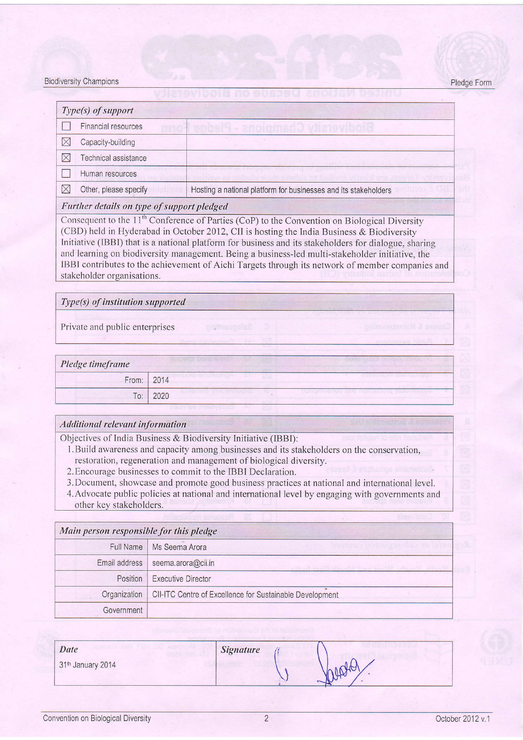| *Type(s) of support* | |
|---|---|
| ☐ Financial resources | |
| ☒ Capacity-building | |
| ☒ Technical assistance | |
| ☐ Human resources | |
| ☒ Other, please specify | Hosting a national platform for businesses and its stakeholders |

*Further details on type of support pledged*

Consequent to the 11th Conference of Parties (CoP) to the Convention on Biological Diversity (CBD) held in Hyderabad in October 2012, CII is hosting the India Business & Biodiversity Initiative (IBBI) that is a national platform for business and its stakeholders for dialogue, sharing and learning on biodiversity management. Being a business-led multi-stakeholder initiative, the IBBI contributes to the achievement of Aichi Targets through its network of member companies and stakeholder organisations.

*Type(s) of institution supported*

Private and public enterprises

| *Pledge timeframe* | |
|---|---|
| From: | 2014 |
| To: | 2020 |

*Additional relevant information*

Objectives of India Business & Biodiversity Initiative (IBBI):

1. Build awareness and capacity among businesses and its stakeholders on the conservation, restoration, regeneration and management of biological diversity.
2. Encourage businesses to commit to the IBBI Declaration.
3. Document, showcase and promote good business practices at national and international level.
4. Advocate public policies at national and international level by engaging with governments and other key stakeholders.

| *Main person responsible for this pledge* | |
|---|---|
| Full Name | Ms Seema Arora |
| Email address | seema.arora@cii.in |
| Position | Executive Director |
| Organization | CII-ITC Centre of Excellence for Sustainable Development |
| Government | |

| *Date* | *Signature* |
|---|---|
| 31th January 2014 | |